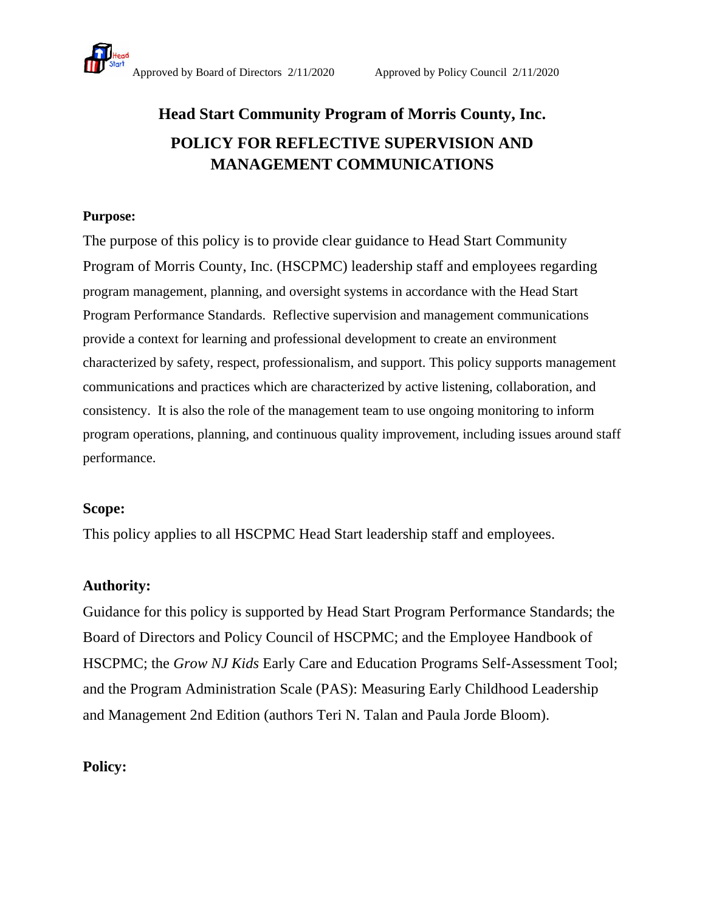Approved by Board of Directors 2/11/2020 Approved by Policy Council 2/11/2020

# Head Start Community Program of Morris County, Inc.

## POLICY FOR REFLECTIVE SUPERVISION AND MANAGEMENT COMMUNICATIONS

**Purpose:**

The purpose of this policy is to provide clear guidance to Head Start Community Program of Morris County, Inc. (HSCPMC) leadership staff and employees regarding program management, planning, and oversight systems in accordance with the Head Start Program Performance Standards. Reflective supervision and management communications provide a context for learning and professional development to create an environment characterized by safety, respect, professionalism, and support. This policy supports management communications and practices which are characterized by active listening, collaboration, and consistency. It is also the role of the management team to use ongoing monitoring to inform program operations, planning, and continuous quality improvement, including issues around staff performance.

**Scope:**

This policy applies to all HSCPMC Head Start leadership staff and employees.

**Authority:**

Guidance for this policy is supported by Head Start Program Performance Standards; the Board of Directors and Policy Council of HSCPMC; and the Employee Handbook of HSCPMC; the *Grow NJ Kids* Early Care and Education Programs Self-Assessment Tool; and the Program Administration Scale (PAS): Measuring Early Childhood Leadership and Management 2nd Edition (authors Teri N. Talan and Paula Jorde Bloom).

**Policy:**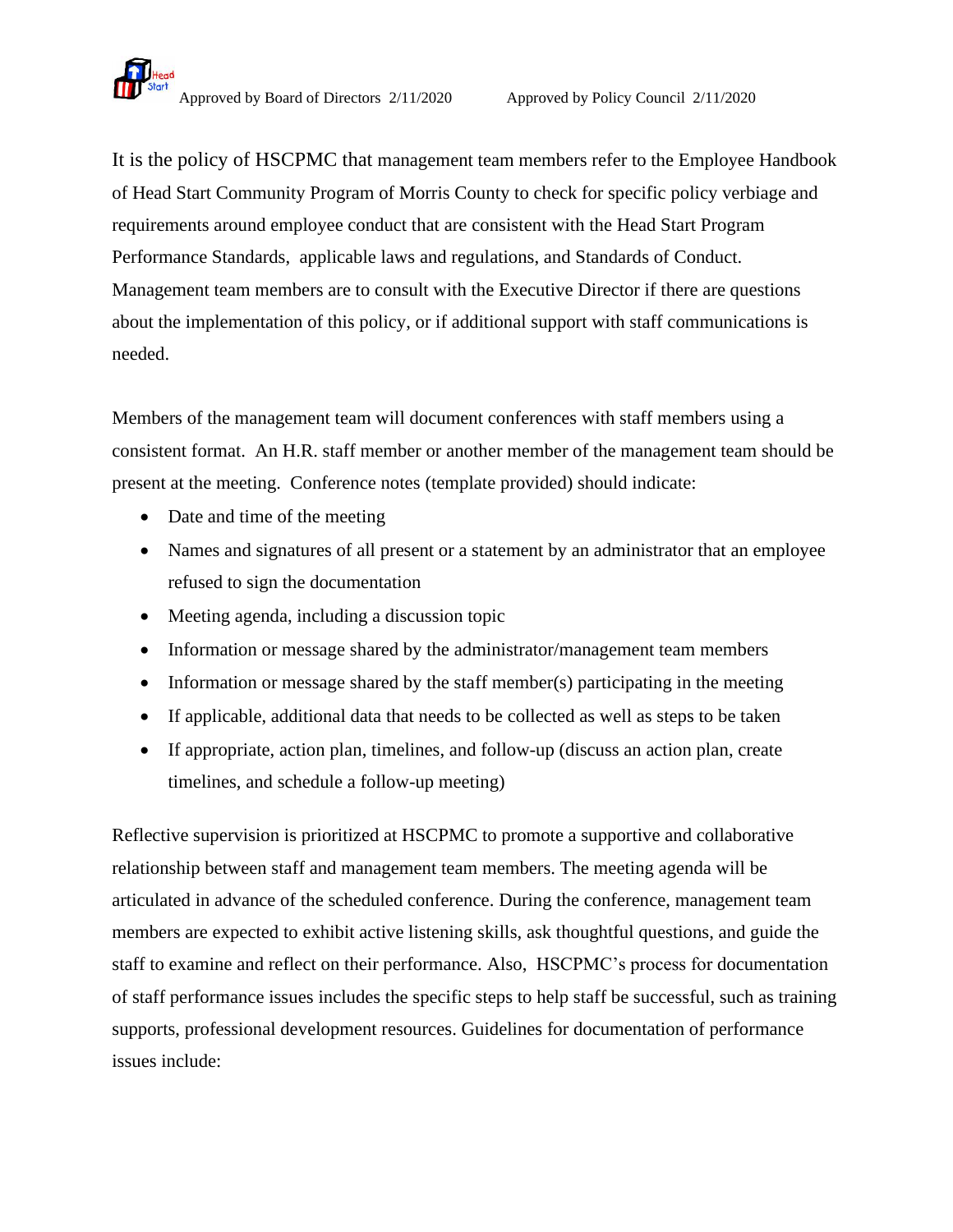It is the policy of HSCPMC that management team members refer to the Employee Handbook of Head Start Community Program of Morris County to check for specific policy verbiage and requirements around employee conduct that are consistent with the Head Start Program Performance Standards, applicable laws and regulations, and Standards of Conduct. Management team members are to consult with the Executive Director if there are questions about the implementation of this policy, or if additional support with staff communications is needed.

Members of the management team will document conferences with staff members using a consistent format. An H.R. staff member or another member of the management team should be present at the meeting. Conference notes (template provided) should indicate:

- Date and time of the meeting
- Names and signatures of all present or a statement by an administrator that an employee refused to sign the documentation
- Meeting agenda, including a discussion topic
- Information or message shared by the administrator/management team members
- Information or message shared by the staff member(s) participating in the meeting
- If applicable, additional data that needs to be collected as well as steps to be taken
- If appropriate, action plan, timelines, and follow-up (discuss an action plan, create timelines, and schedule a follow-up meeting)

Reflective supervision is prioritized at HSCPMC to promote a supportive and collaborative relationship between staff and management team members. The meeting agenda will be articulated in advance of the scheduled conference. During the conference, management team members are expected to exhibit active listening skills, ask thoughtful questions, and guide the staff to examine and reflect on their performance. Also, HSCPMC's process for documentation of staff performance issues includes the specific steps to help staff be successful, such as training supports, professional development resources. Guidelines for documentation of performance issues include: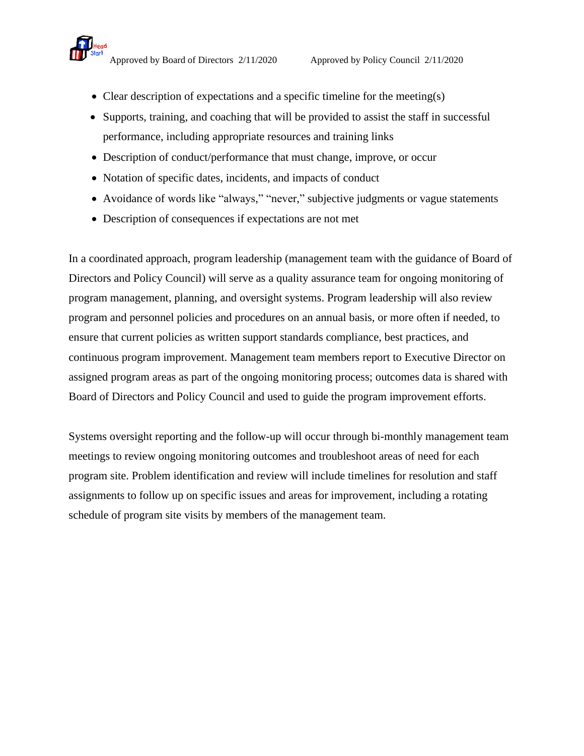- Clear description of expectations and a specific timeline for the meeting(s)
- Supports, training, and coaching that will be provided to assist the staff in successful performance, including appropriate resources and training links
- Description of conduct/performance that must change, improve, or occur
- Notation of specific dates, incidents, and impacts of conduct
- Avoidance of words like “always,” “never,” subjective judgments or vague statements
- Description of consequences if expectations are not met

In a coordinated approach, program leadership (management team with the guidance of Board of Directors and Policy Council) will serve as a quality assurance team for ongoing monitoring of program management, planning, and oversight systems. Program leadership will also review program and personnel policies and procedures on an annual basis, or more often if needed, to ensure that current policies as written support standards compliance, best practices, and continuous program improvement. Management team members report to Executive Director on assigned program areas as part of the ongoing monitoring process; outcomes data is shared with Board of Directors and Policy Council and used to guide the program improvement efforts.

Systems oversight reporting and the follow-up will occur through bi-monthly management team meetings to review ongoing monitoring outcomes and troubleshoot areas of need for each program site. Problem identification and review will include timelines for resolution and staff assignments to follow up on specific issues and areas for improvement, including a rotating schedule of program site visits by members of the management team.